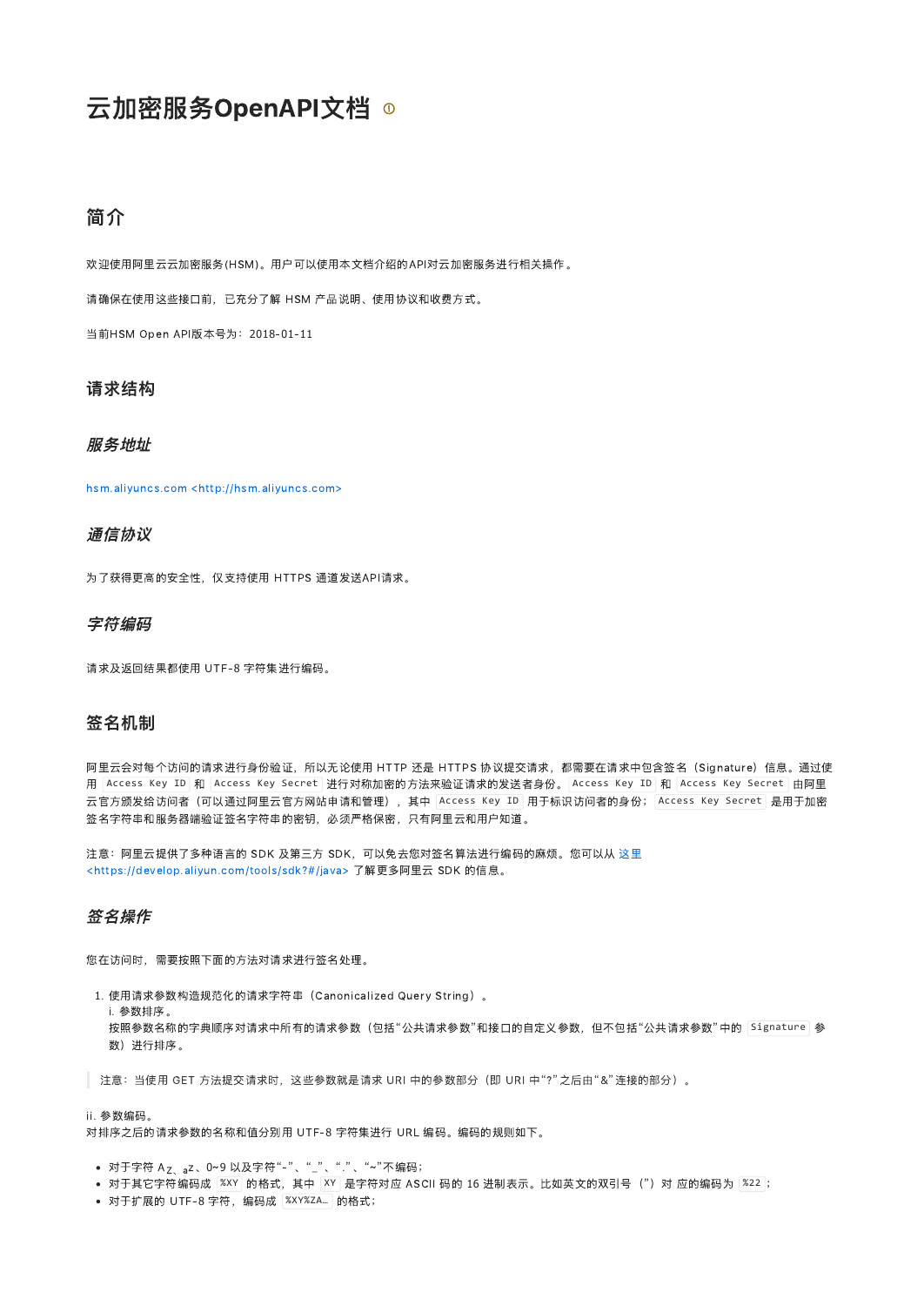# 云加密服务OpenAPI文档

## 简介

欢迎使用阿里云云加密服务(HSM)。用户可以使用本文档介绍的API对云加密服务进行相关操作。

请确保在使用这些接口前，已充分了解 HSM 产品说明、使用协议和收费方式。

当前HSM Open API版本号为：2018-01-11

### 请求结构

#### *服务地址*

hsm.aliyuncs.com <http://hsm.aliyuncs.com>

#### *通信协议*

为了获得更高的安全性，仅支持使用 HTTPS 通道发送API请求。

#### *字符编码*

请求及返回结果都使用 UTF-8 字符集进行编码。

### 签名机制

阿里云会对每个访问的请求进行身份验证，所以无论使用 HTTP 还是 HTTPS 协议提交请求，都需要在请求中包含签名（Signature）信息。通过使用 `Access Key ID` 和 `Access Key Secret` 进行对称加密的方法来验证请求的发送者身份。`Access Key ID` 和 `Access Key Secret` 由阿里云官方颁发给访问者（可以通过阿里云官方网站申请和管理），其中 `Access Key ID` 用于标识访问者的身份；`Access Key Secret` 是用于加密签名字符串和服务器端验证签名字符串的密钥，必须严格保密，只有阿里云和用户知道。

注意：阿里云提供了多种语言的 SDK 及第三方 SDK，可以免去您对签名算法进行编码的麻烦。您可以从 这里 <https://develop.aliyun.com/tools/sdk?#/java> 了解更多阿里云 SDK 的信息。

#### *签名操作*

您在访问时，需要按照下面的方法对请求进行签名处理。

1. 使用请求参数构造规范化的请求字符串（Canonicalized Query String）。
   i. 参数排序。
   按照参数名称的字典顺序对请求中所有的请求参数（包括“公共请求参数”和接口的自定义参数，但不包括“公共请求参数”中的 `Signature` 参数）进行排序。

> 注意：当使用 GET 方法提交请求时，这些参数就是请求 URI 中的参数部分（即 URI 中“?”之后由“&”连接的部分）。

ii. 参数编码。
对排序之后的请求参数的名称和值分别用 UTF-8 字符集进行 URL 编码。编码的规则如下。

- 对于字符 A~Z、a~z、0~9 以及字符“-”、“_”、“.”、“~”不编码；
- 对于其它字符编码成 `%XY` 的格式，其中 `XY` 是字符对应 ASCII 码的 16 进制表示。比如英文的双引号（”）对 应的编码为 `%22`；
- 对于扩展的 UTF-8 字符，编码成 `%XY%ZA…` 的格式；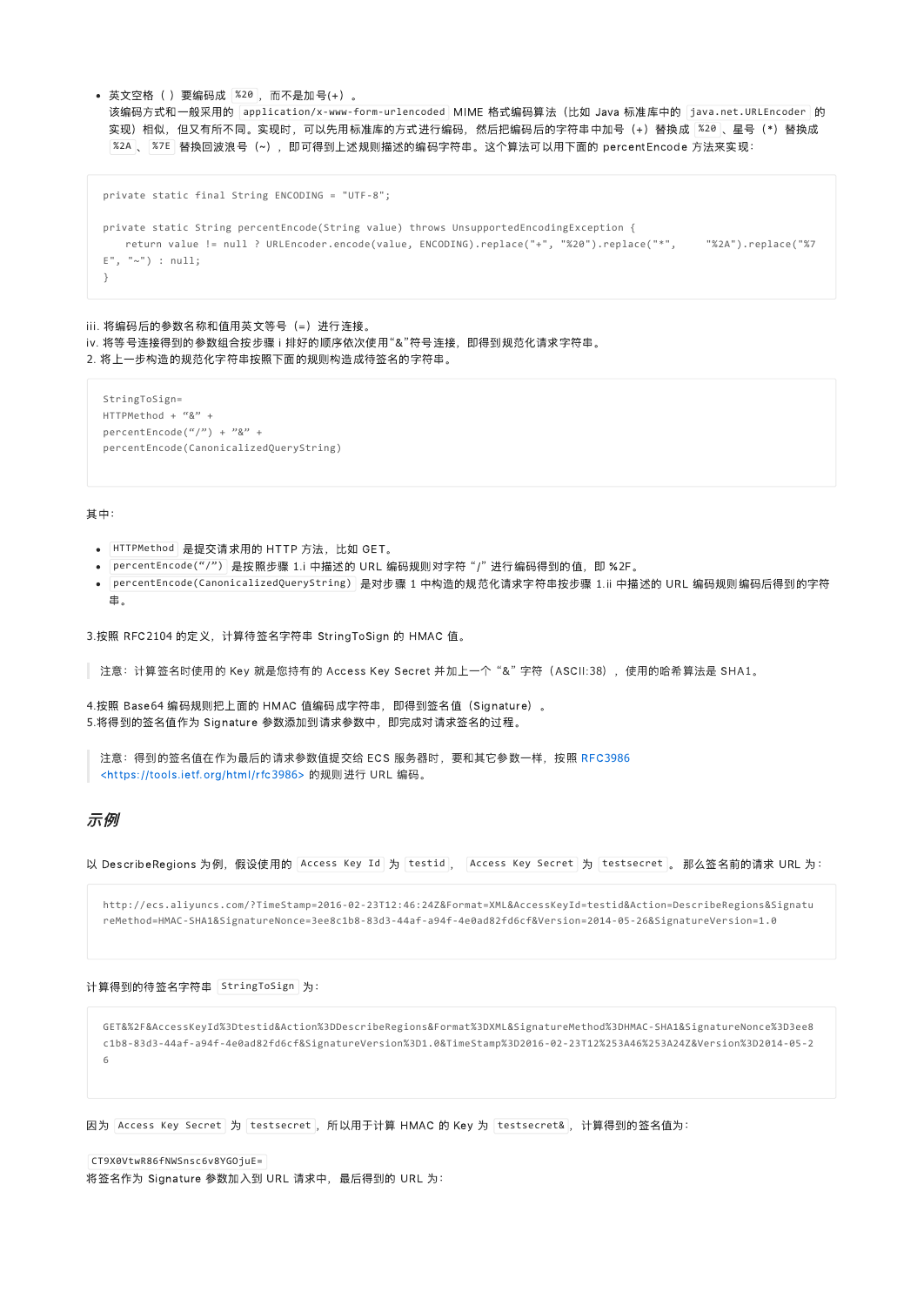- 英文空格（ ）要编码成 `%20`，而不是加号(+)。
  该编码方式和一般采用的 `application/x-www-form-urlencoded` MIME 格式编码算法（比如 Java 标准库中的 `java.net.URLEncoder` 的实现）相似，但又有所不同。实现时，可以先用标准库的方式进行编码，然后把编码后的字符串中加号（+）替换成 `%20`、星号（*）替换成 `%2A`、`%7E` 替换回波浪号（~），即可得到上述规则描述的编码字符串。这个算法可以用下面的 percentEncode 方法来实现：

```
private static final String ENCODING = "UTF-8";

private static String percentEncode(String value) throws UnsupportedEncodingException {
    return value != null ? URLEncoder.encode(value, ENCODING).replace("+", "%20").replace("*",     "%2A").replace("%7E", "~") : null;
}
```

iii. 将编码后的参数名称和值用英文等号（=）进行连接。
iv. 将等号连接得到的参数组合按步骤 i 排好的顺序依次使用“&”符号连接，即得到规范化请求字符串。
2. 将上一步构造的规范化字符串按照下面的规则构造成待签名的字符串。

```
StringToSign=
HTTPMethod + “&” +
percentEncode(“/”) + ”&” +
percentEncode(CanonicalizedQueryString)
```

其中：

- `HTTPMethod` 是提交请求用的 HTTP 方法，比如 GET。
- `percentEncode(“/”)` 是按照步骤 1.i 中描述的 URL 编码规则对字符 “/” 进行编码得到的值，即 %2F。
- `percentEncode(CanonicalizedQueryString)` 是对步骤 1 中构造的规范化请求字符串按步骤 1.ii 中描述的 URL 编码规则编码后得到的字符串。

3.按照 RFC2104 的定义，计算待签名字符串 StringToSign 的 HMAC 值。

> 注意：计算签名时使用的 Key 就是您持有的 Access Key Secret 并加上一个 “&” 字符（ASCII:38），使用的哈希算法是 SHA1。

4.按照 Base64 编码规则把上面的 HMAC 值编码成字符串，即得到签名值（Signature）。
5.将得到的签名值作为 Signature 参数添加到请求参数中，即完成对请求签名的过程。

> 注意：得到的签名值在作为最后的请求参数值提交给 ECS 服务器时，要和其它参数一样，按照 RFC3986 <https://tools.ietf.org/html/rfc3986> 的规则进行 URL 编码。

## *示例*

以 DescribeRegions 为例，假设使用的 `Access Key Id` 为 `testid`，`Access Key Secret` 为 `testsecret`。那么签名前的请求 URL 为：

```
http://ecs.aliyuncs.com/?TimeStamp=2016-02-23T12:46:24Z&Format=XML&AccessKeyId=testid&Action=DescribeRegions&SignatureMethod=HMAC-SHA1&SignatureNonce=3ee8c1b8-83d3-44af-a94f-4e0ad82fd6cf&Version=2014-05-26&SignatureVersion=1.0
```

计算得到的待签名字符串 `StringToSign` 为：

```
GET&%2F&AccessKeyId%3Dtestid&Action%3DDescribeRegions&Format%3DXML&SignatureMethod%3DHMAC-SHA1&SignatureNonce%3D3ee8c1b8-83d3-44af-a94f-4e0ad82fd6cf&SignatureVersion%3D1.0&TimeStamp%3D2016-02-23T12%253A46%253A24Z&Version%3D2014-05-26
```

因为 `Access Key Secret` 为 `testsecret`，所以用于计算 HMAC 的 Key 为 `testsecret&`，计算得到的签名值为：

`CT9X0VtwR86fNWSnsc6v8YGOjuE=`
将签名作为 Signature 参数加入到 URL 请求中，最后得到的 URL 为：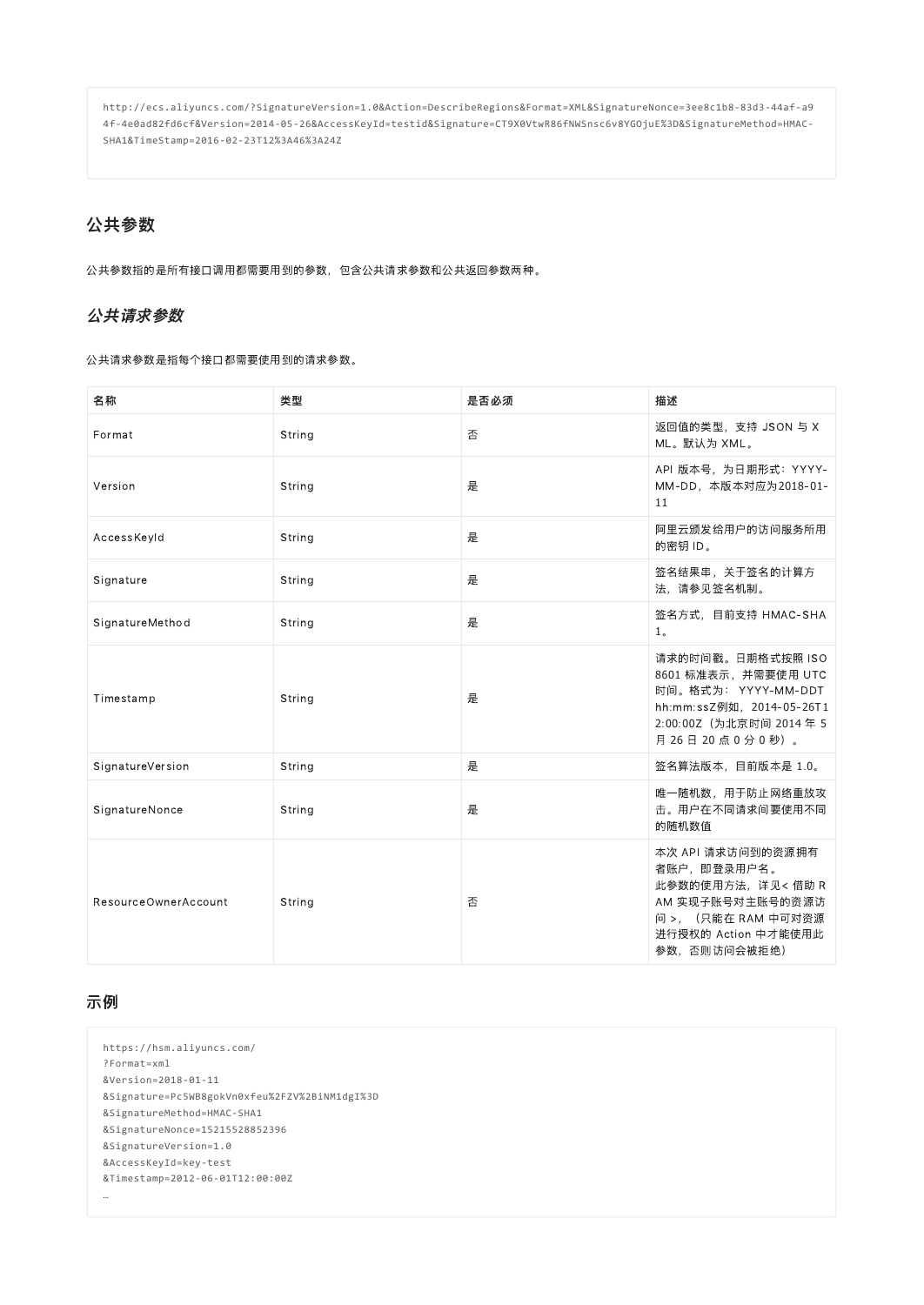```
http://ecs.aliyuncs.com/?SignatureVersion=1.0&Action=DescribeRegions&Format=XML&SignatureNonce=3ee8c1b8-83d3-44af-a94f-4e0ad82fd6cf&Version=2014-05-26&AccessKeyId=testid&Signature=CT9X0VtwR86fNWSnsc6v8YGOjuE%3D&SignatureMethod=HMAC-SHA1&TimeStamp=2016-02-23T12%3A46%3A24Z
```

## 公共参数

公共参数指的是所有接口调用都需要用到的参数，包含公共请求参数和公共返回参数两种。

### *公共请求参数*

公共请求参数是指每个接口都需要使用到的请求参数。

| 名称 | 类型 | 是否必须 | 描述 |
| --- | --- | --- | --- |
| Format | String | 否 | 返回值的类型，支持 JSON 与 XML。默认为 XML。 |
| Version | String | 是 | API 版本号，为日期形式：YYYY-MM-DD，本版本对应为2018-01-11 |
| AccessKeyId | String | 是 | 阿里云颁发给用户的访问服务所用的密钥 ID。 |
| Signature | String | 是 | 签名结果串，关于签名的计算方法，请参见签名机制。 |
| SignatureMethod | String | 是 | 签名方式，目前支持 HMAC-SHA1。 |
| Timestamp | String | 是 | 请求的时间戳。日期格式按照 ISO 8601 标准表示，并需要使用 UTC 时间。格式为： YYYY-MM-DDThh:mm:ssZ例如，2014-05-26T12:00:00Z（为北京时间 2014 年 5 月 26 日 20 点 0 分 0 秒）。 |
| SignatureVersion | String | 是 | 签名算法版本，目前版本是 1.0。 |
| SignatureNonce | String | 是 | 唯一随机数，用于防止网络重放攻击。用户在不同请求间要使用不同的随机数值 |
| ResourceOwnerAccount | String | 否 | 本次 API 请求访问到的资源拥有者账户，即登录用户名。<br>此参数的使用方法，详见< 借助 RAM 实现子账号对主账号的资源访问 >，（只能在 RAM 中可对资源进行授权的 Action 中才能使用此参数，否则访问会被拒绝） |

## 示例

```
https://hsm.aliyuncs.com/
?Format=xml
&Version=2018-01-11
&Signature=Pc5WB8gokVn0xfeu%2FZV%2BiNM1dgI%3D
&SignatureMethod=HMAC-SHA1
&SignatureNonce=15215528852396
&SignatureVersion=1.0
&AccessKeyId=key-test
&Timestamp=2012-06-01T12:00:00Z
…
```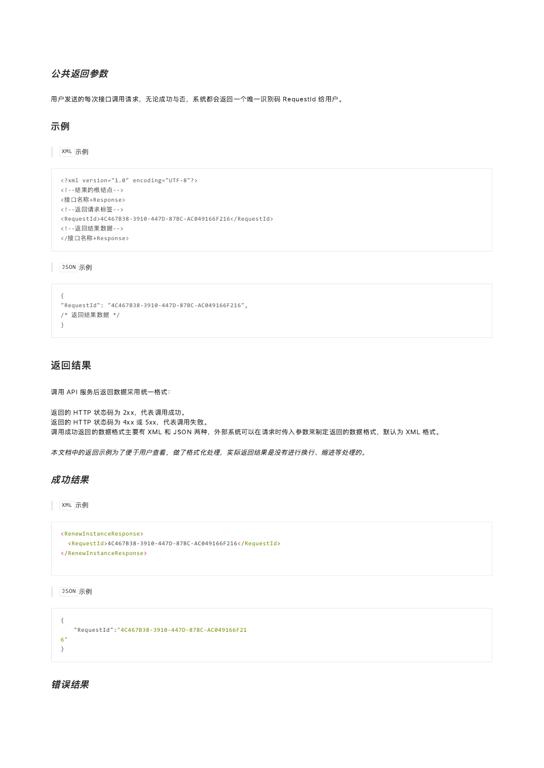### *公共返回参数*

用户发送的每次接口调用请求，无论成功与否，系统都会返回一个唯一识别码 RequestId 给用户。

## 示例

> `XML` 示例

```
<?xml version="1.0" encoding="UTF-8"?>
<!--结果的根结点-->
<接口名称+Response>
<!--返回请求标签-->
<RequestId>4C467B38-3910-447D-87BC-AC049166F216</RequestId>
<!--返回结果数据-->
</接口名称+Response>
```

> `JSON` 示例

```
{
"RequestId": "4C467B38-3910-447D-87BC-AC049166F216",
/* 返回结果数据 */
}
```

## 返回结果

调用 API 服务后返回数据采用统一格式：

返回的 HTTP 状态码为 2xx，代表调用成功。
返回的 HTTP 状态码为 4xx 或 5xx，代表调用失败。
调用成功返回的数据格式主要有 XML 和 JSON 两种，外部系统可以在请求时传入参数来制定返回的数据格式，默认为 XML 格式。

*本文档中的返回示例为了便于用户查看，做了格式化处理，实际返回结果是没有进行换行、缩进等处理的。*

### *成功结果*

> `XML` 示例

```
<RenewInstanceResponse>
  <RequestId>4C467B38-3910-447D-87BC-AC049166F216</RequestId>
</RenewInstanceResponse>
```

> `JSON` 示例

```
{
    "RequestId":"4C467B38-3910-447D-87BC-AC049166F21
6"
}
```

### *错误结果*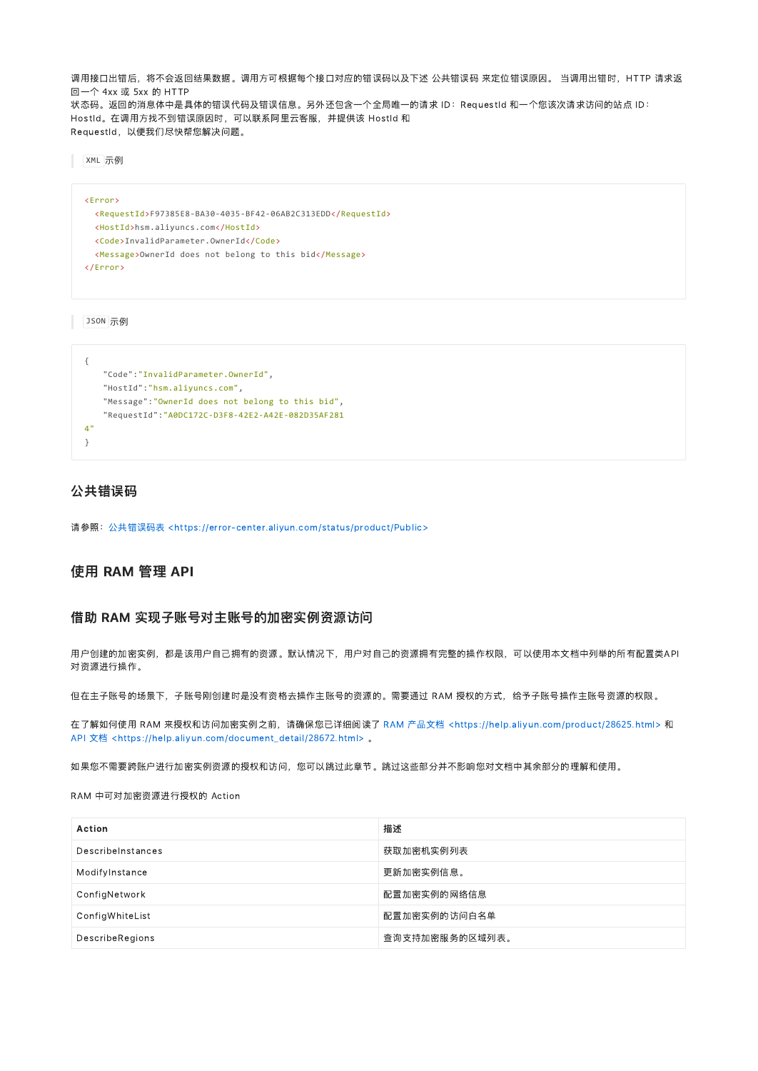调用接口出错后，将不会返回结果数据。调用方可根据每个接口对应的错误码以及下述 公共错误码 来定位错误原因。 当调用出错时，HTTP 请求返回一个 4xx 或 5xx 的 HTTP
状态码。返回的消息体中是具体的错误代码及错误信息。另外还包含一个全局唯一的请求 ID：RequestId 和一个您该次请求访问的站点 ID：HostId。在调用方找不到错误原因时，可以联系阿里云客服，并提供该 HostId 和
RequestId，以便我们尽快帮您解决问题。

XML 示例

```xml
<Error>
  <RequestId>F97385E8-BA30-4035-BF42-06AB2C313EDD</RequestId>
  <HostId>hsm.aliyuncs.com</HostId>
  <Code>InvalidParameter.OwnerId</Code>
  <Message>OwnerId does not belong to this bid</Message>
</Error>
```

JSON 示例

```json
{
    "Code":"InvalidParameter.OwnerId",
    "HostId":"hsm.aliyuncs.com",
    "Message":"OwnerId does not belong to this bid",
    "RequestId":"A0DC172C-D3F8-42E2-A42E-082D35AF281
4"
}
```

## 公共错误码

请参照：公共错误码表 <https://error-center.aliyun.com/status/product/Public>

# 使用 RAM 管理 API

## 借助 RAM 实现子账号对主账号的加密实例资源访问

用户创建的加密实例，都是该用户自己拥有的资源。默认情况下，用户对自己的资源拥有完整的操作权限，可以使用本文档中列举的所有配置类API对资源进行操作。

但在主子账号的场景下，子账号刚创建时是没有资格去操作主账号的资源的。需要通过 RAM 授权的方式，给予子账号操作主账号资源的权限。

在了解如何使用 RAM 来授权和访问加密实例之前，请确保您已详细阅读了 RAM 产品文档 <https://help.aliyun.com/product/28625.html> 和 API 文档 <https://help.aliyun.com/document_detail/28672.html> 。

如果您不需要跨账户进行加密实例资源的授权和访问，您可以跳过此章节。跳过这些部分并不影响您对文档中其余部分的理解和使用。

RAM 中可对加密资源进行授权的 Action

| Action | 描述 |
|---|---|
| DescribeInstances | 获取加密机实例列表 |
| ModifyInstance | 更新加密实例信息。 |
| ConfigNetwork | 配置加密实例的网络信息 |
| ConfigWhiteList | 配置加密实例的访问白名单 |
| DescribeRegions | 查询支持加密服务的区域列表。 |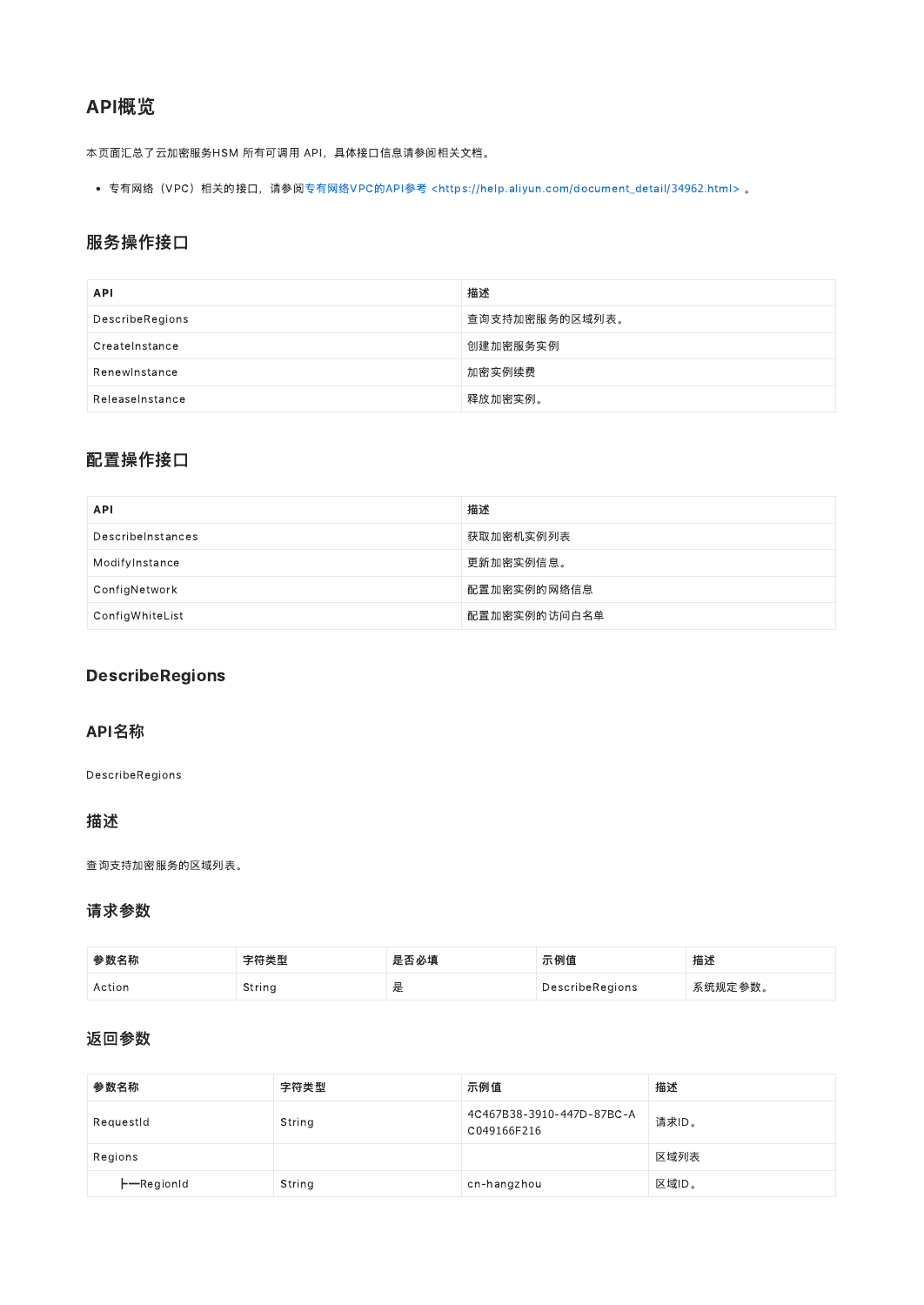# API概览

本页面汇总了云加密服务HSM 所有可调用 API，具体接口信息请参阅相关文档。

- 专有网络（VPC）相关的接口，请参阅专有网络VPC的API参考 <https://help.aliyun.com/document_detail/34962.html> 。

## 服务操作接口

| API | 描述 |
| --- | --- |
| DescribeRegions | 查询支持加密服务的区域列表。 |
| CreateInstance | 创建加密服务实例 |
| RenewInstance | 加密实例续费 |
| ReleaseInstance | 释放加密实例。 |

## 配置操作接口

| API | 描述 |
| --- | --- |
| DescribeInstances | 获取加密机实例列表 |
| ModifyInstance | 更新加密实例信息。 |
| ConfigNetwork | 配置加密实例的网络信息 |
| ConfigWhiteList | 配置加密实例的访问白名单 |

# DescribeRegions

## API名称

DescribeRegions

## 描述

查询支持加密服务的区域列表。

## 请求参数

| 参数名称 | 字符类型 | 是否必填 | 示例值 | 描述 |
| --- | --- | --- | --- | --- |
| Action | String | 是 | DescribeRegions | 系统规定参数。 |

## 返回参数

| 参数名称 | 字符类型 | 示例值 | 描述 |
| --- | --- | --- | --- |
| RequestId | String | 4C467B38-3910-447D-87BC-AC049166F216 | 请求ID。 |
| Regions | | | 区域列表 |
| ├─RegionId | String | cn-hangzhou | 区域ID。 |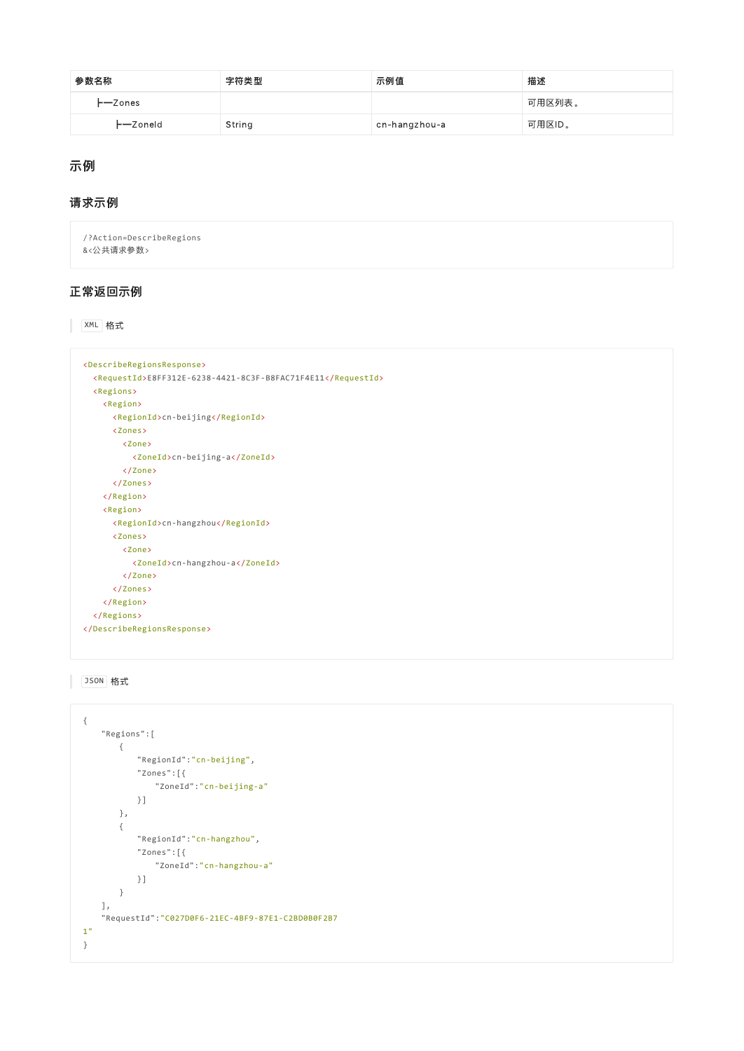| 参数名称 | 字符类型 | 示例值 | 描述 |
| --- | --- | --- | --- |
| ├─Zones | | | 可用区列表。 |
| ├─ZoneId | String | cn-hangzhou-a | 可用区ID。 |

## 示例

### 请求示例

```
/?Action=DescribeRegions
&<公共请求参数>
```

### 正常返回示例

`XML` 格式

```xml
<DescribeRegionsResponse>
  <RequestId>E8FF312E-6238-4421-8C3F-B8FAC71F4E11</RequestId>
  <Regions>
    <Region>
      <RegionId>cn-beijing</RegionId>
      <Zones>
        <Zone>
          <ZoneId>cn-beijing-a</ZoneId>
        </Zone>
      </Zones>
    </Region>
    <Region>
      <RegionId>cn-hangzhou</RegionId>
      <Zones>
        <Zone>
          <ZoneId>cn-hangzhou-a</ZoneId>
        </Zone>
      </Zones>
    </Region>
  </Regions>
</DescribeRegionsResponse>
```

`JSON` 格式

```json
{
    "Regions":[
        {
            "RegionId":"cn-beijing",
            "Zones":[{
                "ZoneId":"cn-beijing-a"
            }]
        },
        {
            "RegionId":"cn-hangzhou",
            "Zones":[{
                "ZoneId":"cn-hangzhou-a"
            }]
        }
    ],
    "RequestId":"C027D0F6-21EC-4BF9-87E1-C2BD0B0F2B71"
}
```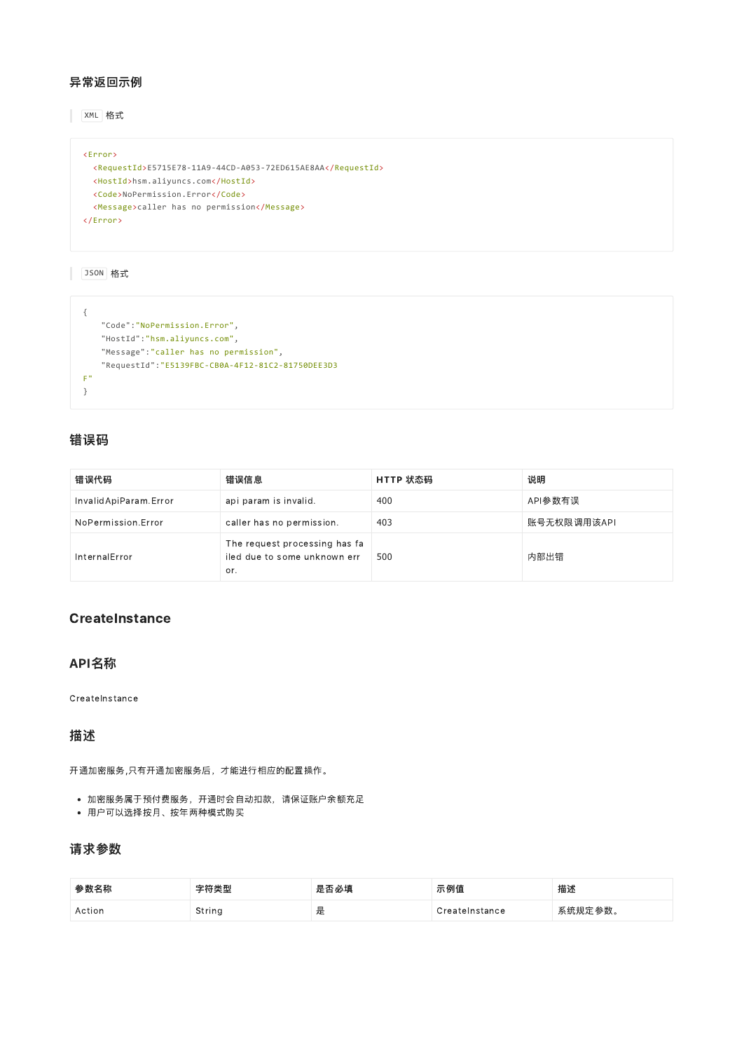### 异常返回示例

`XML` 格式

```
<Error>
  <RequestId>E5715E78-11A9-44CD-A053-72ED615AE8AA</RequestId>
  <HostId>hsm.aliyuncs.com</HostId>
  <Code>NoPermission.Error</Code>
  <Message>caller has no permission</Message>
</Error>
```

`JSON` 格式

```
{
    "Code":"NoPermission.Error",
    "HostId":"hsm.aliyuncs.com",
    "Message":"caller has no permission",
    "RequestId":"E5139FBC-CB0A-4F12-81C2-81750DEE3D3
F"
}
```

### 错误码

| 错误代码 | 错误信息 | HTTP 状态码 | 说明 |
| --- | --- | --- | --- |
| InvalidApiParam.Error | api param is invalid. | 400 | API参数有误 |
| NoPermission.Error | caller has no permission. | 403 | 账号无权限调用该API |
| InternalError | The request processing has failed due to some unknown error. | 500 | 内部出错 |

## CreateInstance

### API名称

CreateInstance

### 描述

开通加密服务,只有开通加密服务后，才能进行相应的配置操作。

- 加密服务属于预付费服务，开通时会自动扣款，请保证账户余额充足
- 用户可以选择按月、按年两种模式购买

### 请求参数

| 参数名称 | 字符类型 | 是否必填 | 示例值 | 描述 |
| --- | --- | --- | --- | --- |
| Action | String | 是 | CreateInstance | 系统规定参数。 |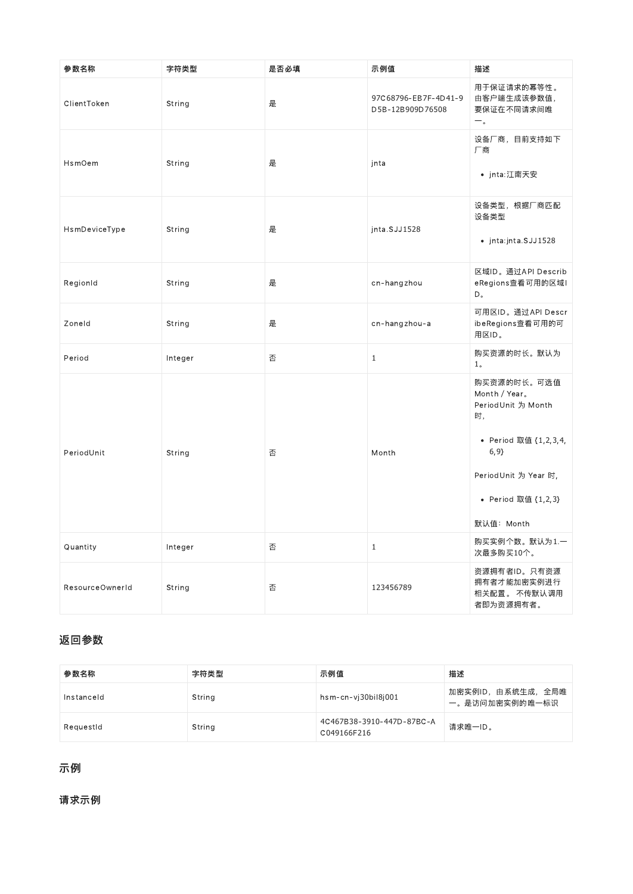| 参数名称 | 字符类型 | 是否必填 | 示例值 | 描述 |
| --- | --- | --- | --- | --- |
| ClientToken | String | 是 | 97C68796-EB7F-4D41-9D5B-12B909D76508 | 用于保证请求的幂等性。由客户端生成该参数值，要保证在不同请求间唯一。 |
| HsmOem | String | 是 | jnta | 设备厂商，目前支持如下厂商<br>• jnta:江南天安 |
| HsmDeviceType | String | 是 | jnta.SJJ1528 | 设备类型，根据厂商匹配设备类型<br>• jnta:jnta.SJJ1528 |
| RegionId | String | 是 | cn-hangzhou | 区域ID。通过API DescribeRegions查看可用的区域ID。 |
| ZoneId | String | 是 | cn-hangzhou-a | 可用区ID。通过API DescribeRegions查看可用的可用区ID。 |
| Period | Integer | 否 | 1 | 购买资源的时长。默认为1。 |
| PeriodUnit | String | 否 | Month | 购买资源的时长。可选值Month / Year。PeriodUnit 为 Month 时，<br>• Period 取值 {1,2,3,4,6,9}<br>PeriodUnit 为 Year 时，<br>• Period 取值 {1,2,3}<br>默认值：Month |
| Quantity | Integer | 否 | 1 | 购买实例个数。默认为1.一次最多购买10个。 |
| ResourceOwnerId | String | 否 | 123456789 | 资源拥有者ID。只有资源拥有者才能加密实例进行相关配置。 不传默认调用者即为资源拥有者。 |

## 返回参数

| 参数名称 | 字符类型 | 示例值 | 描述 |
| --- | --- | --- | --- |
| InstanceId | String | hsm-cn-vj30bil8j001 | 加密实例ID，由系统生成，全局唯一。是访问加密实例的唯一标识 |
| RequestId | String | 4C467B38-3910-447D-87BC-AC049166F216 | 请求唯一ID。 |

## 示例

### 请求示例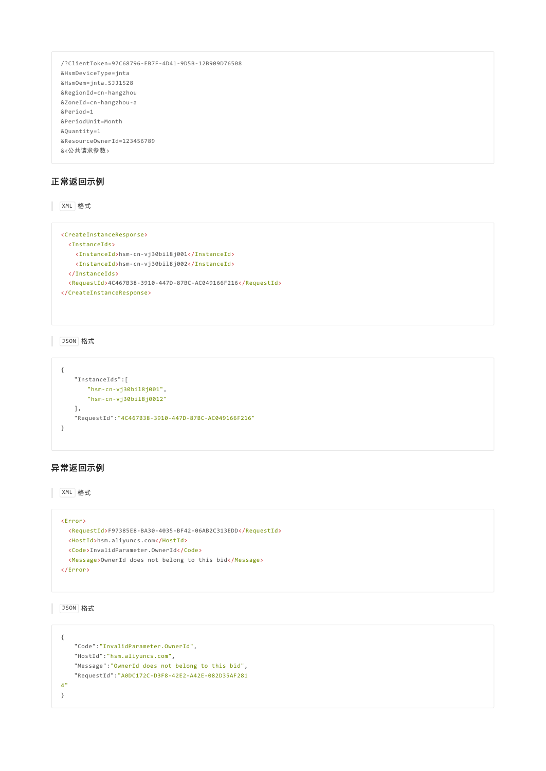```
/?ClientToken=97C68796-EB7F-4D41-9D5B-12B909D76508
&HsmDeviceType=jnta
&HsmOem=jnta.SJJ1528
&RegionId=cn-hangzhou
&ZoneId=cn-hangzhou-a
&Period=1
&PeriodUnit=Month
&Quantity=1
&ResourceOwnerId=123456789
&<公共请求参数>
```

## 正常返回示例

`XML` 格式

```
<CreateInstanceResponse>
  <InstanceIds>
    <InstanceId>hsm-cn-vj30bil8j001</InstanceId>
    <InstanceId>hsm-cn-vj30bil8j002</InstanceId>
  </InstanceIds>
  <RequestId>4C467B38-3910-447D-87BC-AC049166F216</RequestId>
</CreateInstanceResponse>
```

`JSON` 格式

```
{
    "InstanceIds":[
        "hsm-cn-vj30bil8j001",
        "hsm-cn-vj30bil8j0012"
    ],
    "RequestId":"4C467B38-3910-447D-87BC-AC049166F216"
}
```

## 异常返回示例

`XML` 格式

```
<Error>
  <RequestId>F97385E8-BA30-4035-BF42-06AB2C313EDD</RequestId>
  <HostId>hsm.aliyuncs.com</HostId>
  <Code>InvalidParameter.OwnerId</Code>
  <Message>OwnerId does not belong to this bid</Message>
</Error>
```

`JSON` 格式

```
{
    "Code":"InvalidParameter.OwnerId",
    "HostId":"hsm.aliyuncs.com",
    "Message":"OwnerId does not belong to this bid",
    "RequestId":"A0DC172C-D3F8-42E2-A42E-082D35AF281
4"
}
```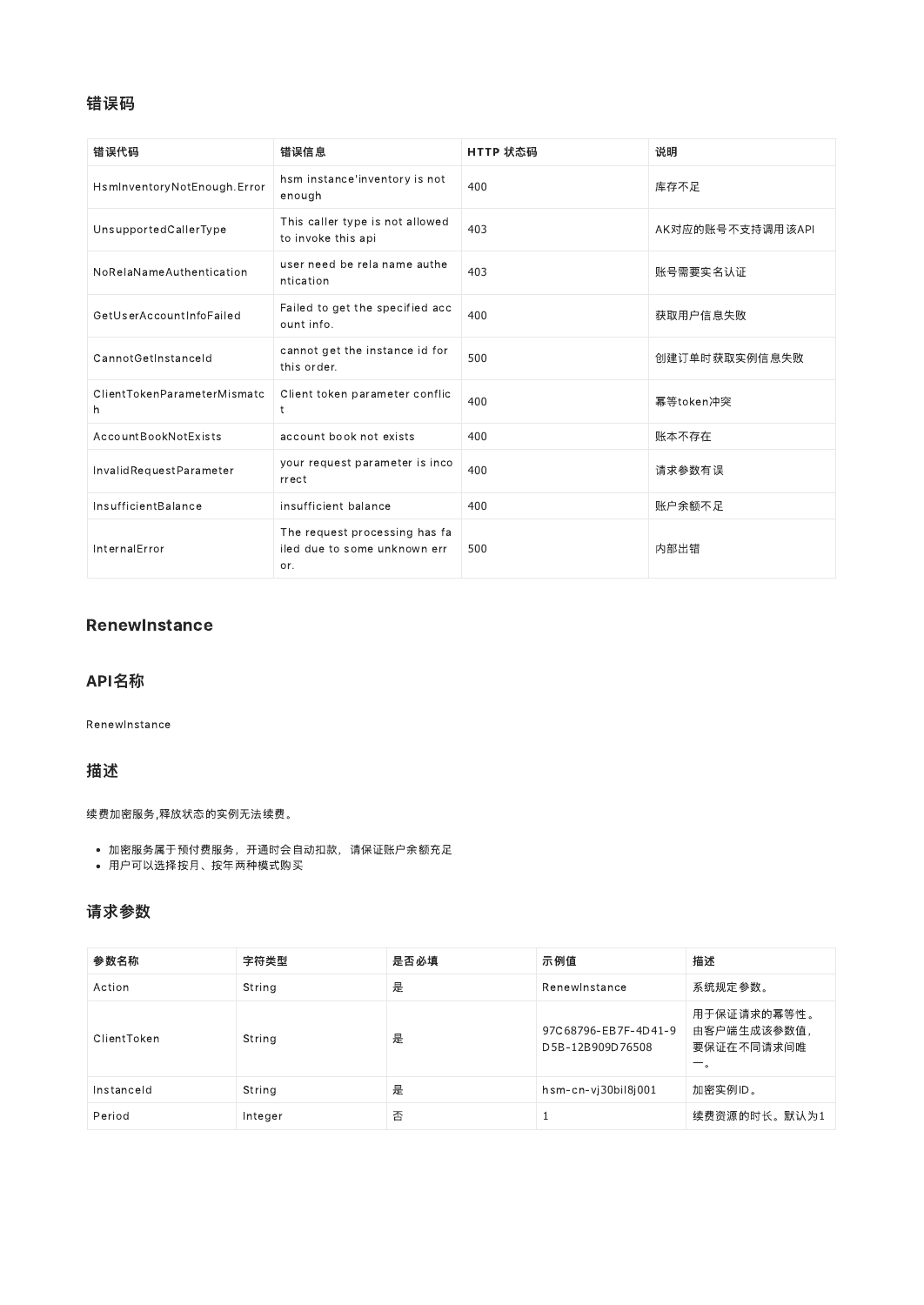## 错误码

| 错误代码 | 错误信息 | HTTP 状态码 | 说明 |
| --- | --- | --- | --- |
| HsmInventoryNotEnough.Error | hsm instance'inventory is not enough | 400 | 库存不足 |
| UnsupportedCallerType | This caller type is not allowed to invoke this api | 403 | AK对应的账号不支持调用该API |
| NoRelaNameAuthentication | user need be rela name authentication | 403 | 账号需要实名认证 |
| GetUserAccountInfoFailed | Failed to get the specified account info. | 400 | 获取用户信息失败 |
| CannotGetInstanceId | cannot get the instance id for this order. | 500 | 创建订单时获取实例信息失败 |
| ClientTokenParameterMismatch | Client token parameter conflict | 400 | 幂等token冲突 |
| AccountBookNotExists | account book not exists | 400 | 账本不存在 |
| InvalidRequestParameter | your request parameter is incorrect | 400 | 请求参数有误 |
| InsufficientBalance | insufficient balance | 400 | 账户余额不足 |
| InternalError | The request processing has failed due to some unknown error. | 500 | 内部出错 |

## RenewInstance

## API名称

RenewInstance

## 描述

续费加密服务,释放状态的实例无法续费。

- 加密服务属于预付费服务，开通时会自动扣款，请保证账户余额充足
- 用户可以选择按月、按年两种模式购买

## 请求参数

| 参数名称 | 字符类型 | 是否必填 | 示例值 | 描述 |
| --- | --- | --- | --- | --- |
| Action | String | 是 | RenewInstance | 系统规定参数。 |
| ClientToken | String | 是 | 97C68796-EB7F-4D41-9D5B-12B909D76508 | 用于保证请求的幂等性。由客户端生成该参数值，要保证在不同请求间唯一。 |
| InstanceId | String | 是 | hsm-cn-vj30bil8j001 | 加密实例ID。 |
| Period | Integer | 否 | 1 | 续费资源的时长。默认为1 |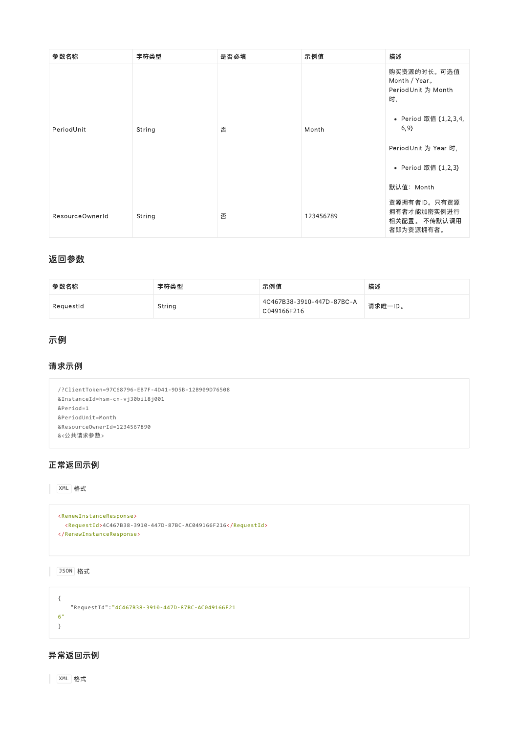| 参数名称 | 字符类型 | 是否必填 | 示例值 | 描述 |
| --- | --- | --- | --- | --- |
| PeriodUnit | String | 否 | Month | 购买资源的时长。可选值 Month / Year。<br>PeriodUnit 为 Month 时，<br>• Period 取值 {1,2,3,4,6,9}<br>PeriodUnit 为 Year 时，<br>• Period 取值 {1,2,3}<br>默认值：Month |
| ResourceOwnerId | String | 否 | 123456789 | 资源拥有者ID。只有资源拥有者才能加密实例进行相关配置。 不传默认调用者即为资源拥有者。 |

## 返回参数

| 参数名称 | 字符类型 | 示例值 | 描述 |
| --- | --- | --- | --- |
| RequestId | String | 4C467B38-3910-447D-87BC-AC049166F216 | 请求唯一ID。 |

## 示例

### 请求示例

```
/?ClientToken=97C68796-EB7F-4D41-9D5B-12B909D76508
&InstanceId=hsm-cn-vj30bil8j001
&Period=1
&PeriodUnit=Month
&ResourceOwnerId=1234567890
&<公共请求参数>
```

### 正常返回示例

`XML` 格式

```
<RenewInstanceResponse>
  <RequestId>4C467B38-3910-447D-87BC-AC049166F216</RequestId>
</RenewInstanceResponse>
```

`JSON` 格式

```
{
    "RequestId":"4C467B38-3910-447D-87BC-AC049166F216"
}
```

### 异常返回示例

`XML` 格式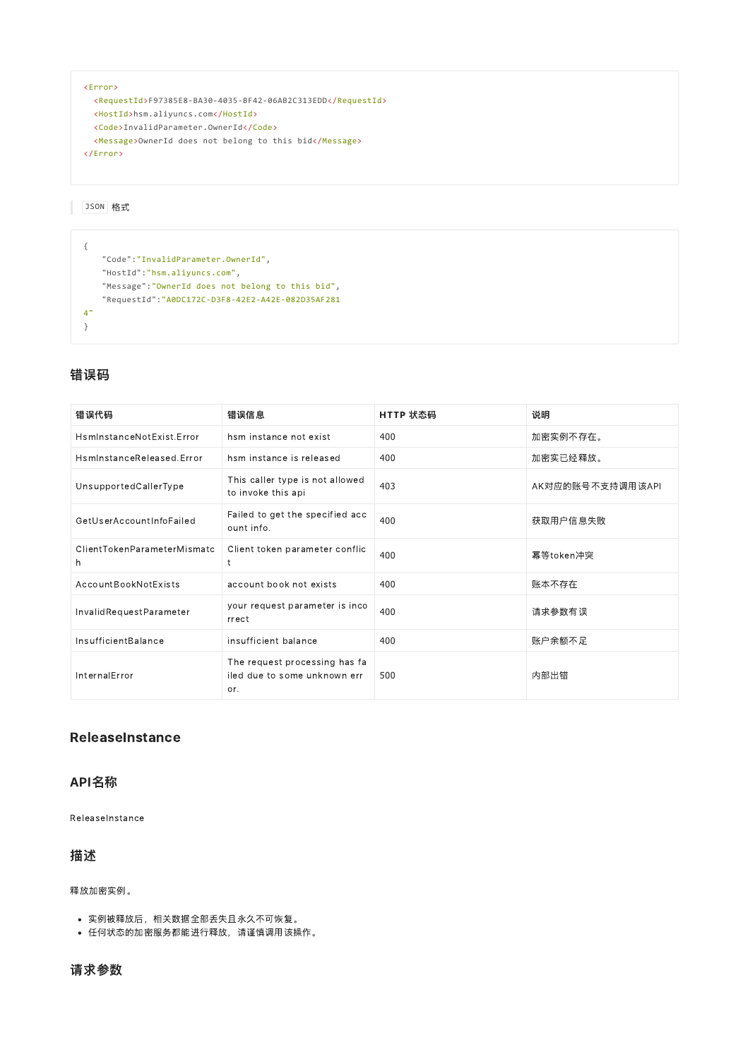```xml
<Error>
  <RequestId>F97385E8-BA30-4035-BF42-06AB2C313EDD</RequestId>
  <HostId>hsm.aliyuncs.com</HostId>
  <Code>InvalidParameter.OwnerId</Code>
  <Message>OwnerId does not belong to this bid</Message>
</Error>
```

`JSON` 格式

```json
{
    "Code":"InvalidParameter.OwnerId",
    "HostId":"hsm.aliyuncs.com",
    "Message":"OwnerId does not belong to this bid",
    "RequestId":"A0DC172C-D3F8-42E2-A42E-082D35AF281
4"
}
```

## 错误码

| 错误代码 | 错误信息 | HTTP 状态码 | 说明 |
|---|---|---|---|
| HsmInstanceNotExist.Error | hsm instance not exist | 400 | 加密实例不存在。 |
| HsmInstanceReleased.Error | hsm instance is released | 400 | 加密实已经释放。 |
| UnsupportedCallerType | This caller type is not allowed to invoke this api | 403 | AK对应的账号不支持调用该API |
| GetUserAccountInfoFailed | Failed to get the specified account info. | 400 | 获取用户信息失败 |
| ClientTokenParameterMismatch | Client token parameter conflict | 400 | 幂等token冲突 |
| AccountBookNotExists | account book not exists | 400 | 账本不存在 |
| InvalidRequestParameter | your request parameter is incorrect | 400 | 请求参数有误 |
| InsufficientBalance | insufficient balance | 400 | 账户余额不足 |
| InternalError | The request processing has failed due to some unknown error. | 500 | 内部出错 |

## ReleaseInstance

## API名称

ReleaseInstance

## 描述

释放加密实例。

- 实例被释放后，相关数据全部丢失且永久不可恢复。
- 任何状态的加密服务都能进行释放，请谨慎调用该操作。

## 请求参数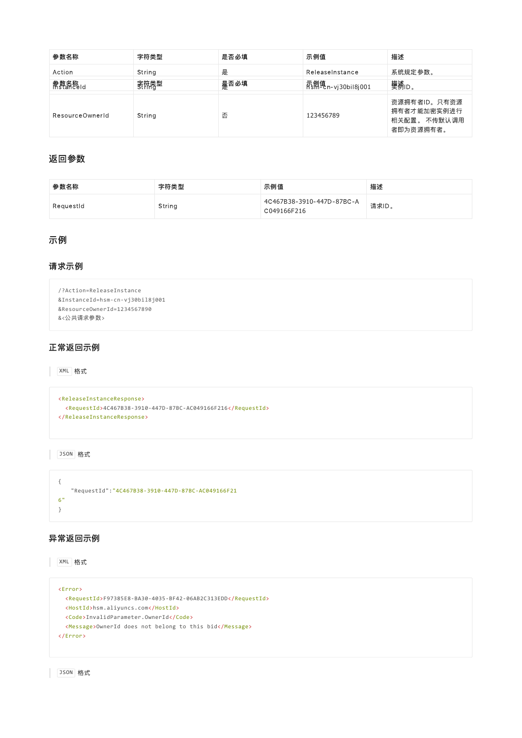| 参数名称 | 字符类型 | 是否必填 | 示例值 | 描述 |
| --- | --- | --- | --- | --- |
| Action | String | 是 | ReleaseInstance | 系统规定参数。 |
| InstanceId | String | 是 | hsm-cn-vj30bil8j001 | 实例ID。 |
| ResourceOwnerId | String | 否 | 123456789 | 资源拥有者ID。只有资源拥有者才能加密实例进行相关配置。不传默认调用者即为资源拥有者。 |

## 返回参数

| 参数名称 | 字符类型 | 示例值 | 描述 |
| --- | --- | --- | --- |
| RequestId | String | 4C467B38-3910-447D-87BC-AC049166F216 | 请求ID。 |

## 示例

## 请求示例

```
/?Action=ReleaseInstance
&InstanceId=hsm-cn-vj30bil8j001
&ResourceOwnerId=1234567890
&<公共请求参数>
```

## 正常返回示例

`XML` 格式

```
<ReleaseInstanceResponse>
  <RequestId>4C467B38-3910-447D-87BC-AC049166F216</RequestId>
</ReleaseInstanceResponse>
```

`JSON` 格式

```
{
    "RequestId":"4C467B38-3910-447D-87BC-AC049166F216"
}
```

## 异常返回示例

`XML` 格式

```
<Error>
  <RequestId>F97385E8-BA30-4035-BF42-06AB2C313EDD</RequestId>
  <HostId>hsm.aliyuncs.com</HostId>
  <Code>InvalidParameter.OwnerId</Code>
  <Message>OwnerId does not belong to this bid</Message>
</Error>
```

`JSON` 格式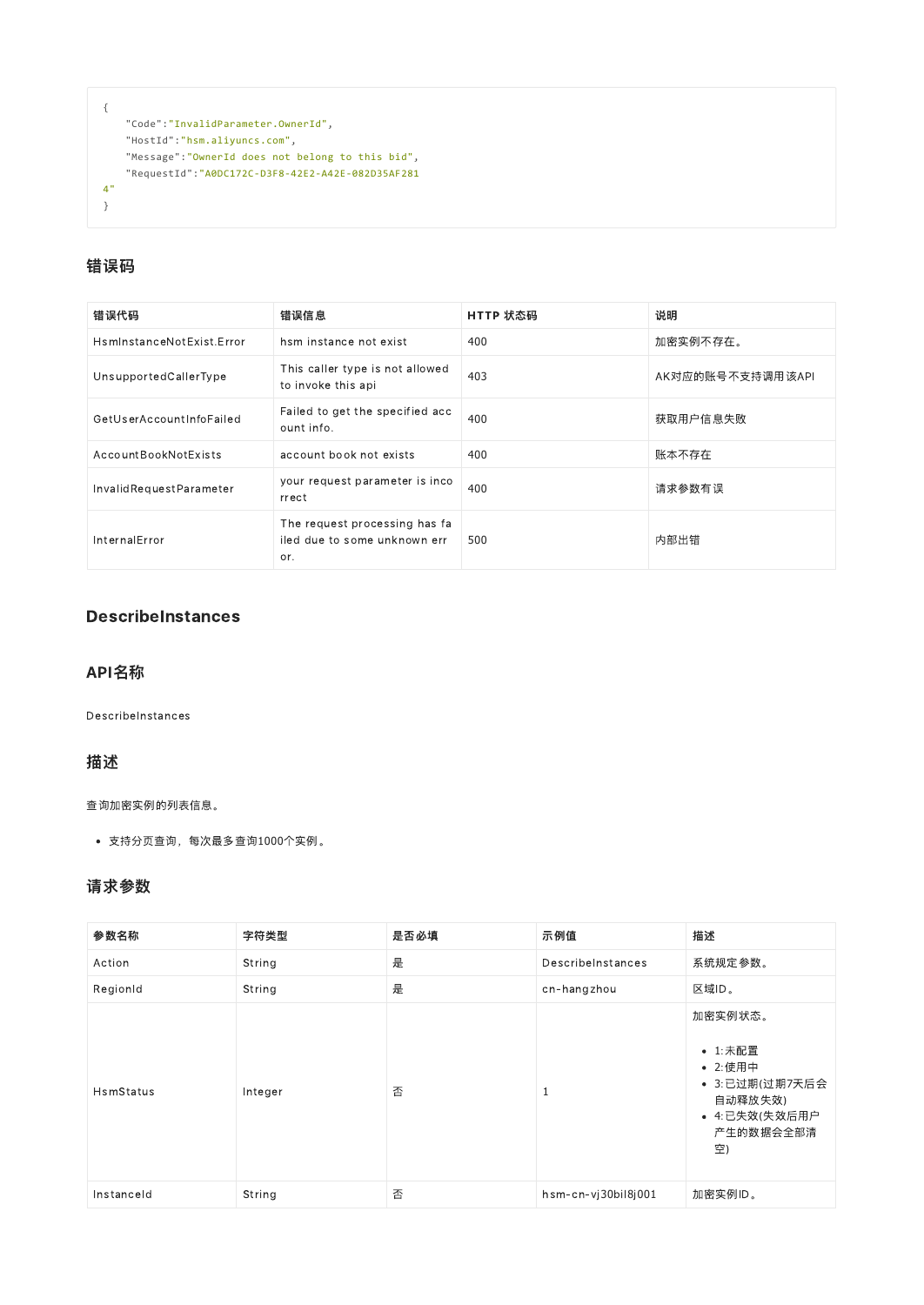```
{
    "Code":"InvalidParameter.OwnerId",
    "HostId":"hsm.aliyuncs.com",
    "Message":"OwnerId does not belong to this bid",
    "RequestId":"A0DC172C-D3F8-42E2-A42E-082D35AF281
4"
}
```

## 错误码

| 错误代码 | 错误信息 | HTTP 状态码 | 说明 |
|---|---|---|---|
| HsmInstanceNotExist.Error | hsm instance not exist | 400 | 加密实例不存在。 |
| UnsupportedCallerType | This caller type is not allowed to invoke this api | 403 | AK对应的账号不支持调用该API |
| GetUserAccountInfoFailed | Failed to get the specified account info. | 400 | 获取用户信息失败 |
| AccountBookNotExists | account book not exists | 400 | 账本不存在 |
| InvalidRequestParameter | your request parameter is incorrect | 400 | 请求参数有误 |
| InternalError | The request processing has failed due to some unknown error. | 500 | 内部出错 |

# DescribeInstances

## API名称

DescribeInstances

## 描述

查询加密实例的列表信息。

- 支持分页查询，每次最多查询1000个实例。

## 请求参数

| 参数名称 | 字符类型 | 是否必填 | 示例值 | 描述 |
|---|---|---|---|---|
| Action | String | 是 | DescribeInstances | 系统规定参数。 |
| RegionId | String | 是 | cn-hangzhou | 区域ID。 |
| HsmStatus | Integer | 否 | 1 | 加密实例状态。<br>• 1:未配置<br>• 2:使用中<br>• 3:已过期(过期7天后会自动释放失效)<br>• 4:已失效(失效后用户产生的数据会全部清空) |
| InstanceId | String | 否 | hsm-cn-vj30bil8j001 | 加密实例ID。 |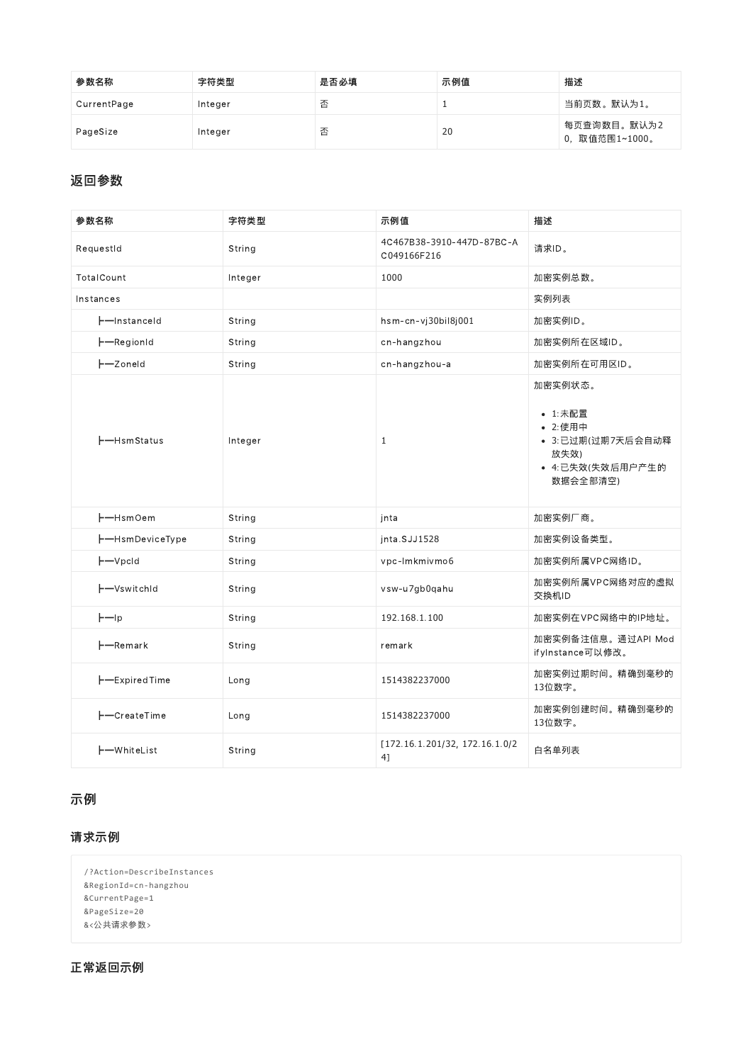| 参数名称 | 字符类型 | 是否必填 | 示例值 | 描述 |
| --- | --- | --- | --- | --- |
| CurrentPage | Integer | 否 | 1 | 当前页数。默认为1。 |
| PageSize | Integer | 否 | 20 | 每页查询数目。默认为20，取值范围1~1000。 |

## 返回参数

| 参数名称 | 字符类型 | 示例值 | 描述 |
| --- | --- | --- | --- |
| RequestId | String | 4C467B38-3910-447D-87BC-AC049166F216 | 请求ID。 |
| TotalCount | Integer | 1000 | 加密实例总数。 |
| Instances | | | 实例列表 |
| ├─InstanceId | String | hsm-cn-vj30bil8j001 | 加密实例ID。 |
| ├─RegionId | String | cn-hangzhou | 加密实例所在区域ID。 |
| ├─ZoneId | String | cn-hangzhou-a | 加密实例所在可用区ID。 |
| ├─HsmStatus | Integer | 1 | 加密实例状态。<br>• 1:未配置<br>• 2:使用中<br>• 3:已过期(过期7天后会自动释放失效)<br>• 4:已失效(失效后用户产生的数据会全部清空) |
| ├─HsmOem | String | jnta | 加密实例厂商。 |
| ├─HsmDeviceType | String | jnta.SJJ1528 | 加密实例设备类型。 |
| ├─VpcId | String | vpc-lmkmivmo6 | 加密实例所属VPC网络ID。 |
| ├─VswitchId | String | vsw-u7gb0qahu | 加密实例所属VPC网络对应的虚拟交换机ID |
| ├─Ip | String | 192.168.1.100 | 加密实例在VPC网络中的IP地址。 |
| ├─Remark | String | remark | 加密实例备注信息。通过API ModifyInstance可以修改。 |
| ├─ExpiredTime | Long | 1514382237000 | 加密实例过期时间。精确到毫秒的13位数字。 |
| ├─CreateTime | Long | 1514382237000 | 加密实例创建时间。精确到毫秒的13位数字。 |
| ├─WhiteList | String | [172.16.1.201/32, 172.16.1.0/24] | 白名单列表 |

## 示例

### 请求示例

```
/?Action=DescribeInstances
&RegionId=cn-hangzhou
&CurrentPage=1
&PageSize=20
&<公共请求参数>
```

### 正常返回示例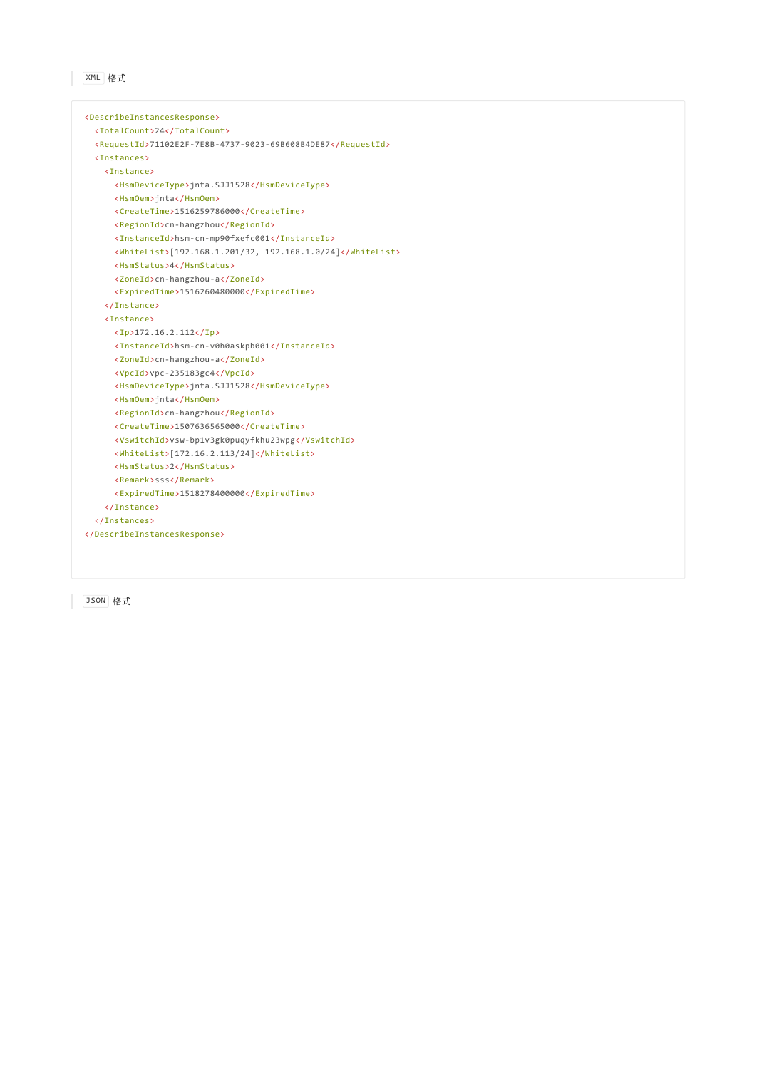> `XML` 格式

```xml
<DescribeInstancesResponse>
  <TotalCount>24</TotalCount>
  <RequestId>71102E2F-7E8B-4737-9023-69B608B4DE87</RequestId>
  <Instances>
    <Instance>
      <HsmDeviceType>jnta.SJJ1528</HsmDeviceType>
      <HsmOem>jnta</HsmOem>
      <CreateTime>1516259786000</CreateTime>
      <RegionId>cn-hangzhou</RegionId>
      <InstanceId>hsm-cn-mp90fxefc001</InstanceId>
      <WhiteList>[192.168.1.201/32, 192.168.1.0/24]</WhiteList>
      <HsmStatus>4</HsmStatus>
      <ZoneId>cn-hangzhou-a</ZoneId>
      <ExpiredTime>1516260480000</ExpiredTime>
    </Instance>
    <Instance>
      <Ip>172.16.2.112</Ip>
      <InstanceId>hsm-cn-v0h0askpb001</InstanceId>
      <ZoneId>cn-hangzhou-a</ZoneId>
      <VpcId>vpc-235183gc4</VpcId>
      <HsmDeviceType>jnta.SJJ1528</HsmDeviceType>
      <HsmOem>jnta</HsmOem>
      <RegionId>cn-hangzhou</RegionId>
      <CreateTime>1507636565000</CreateTime>
      <VswitchId>vsw-bp1v3gk0puqyfkhu23wpg</VswitchId>
      <WhiteList>[172.16.2.113/24]</WhiteList>
      <HsmStatus>2</HsmStatus>
      <Remark>sss</Remark>
      <ExpiredTime>1518278400000</ExpiredTime>
    </Instance>
  </Instances>
</DescribeInstancesResponse>
```

> `JSON` 格式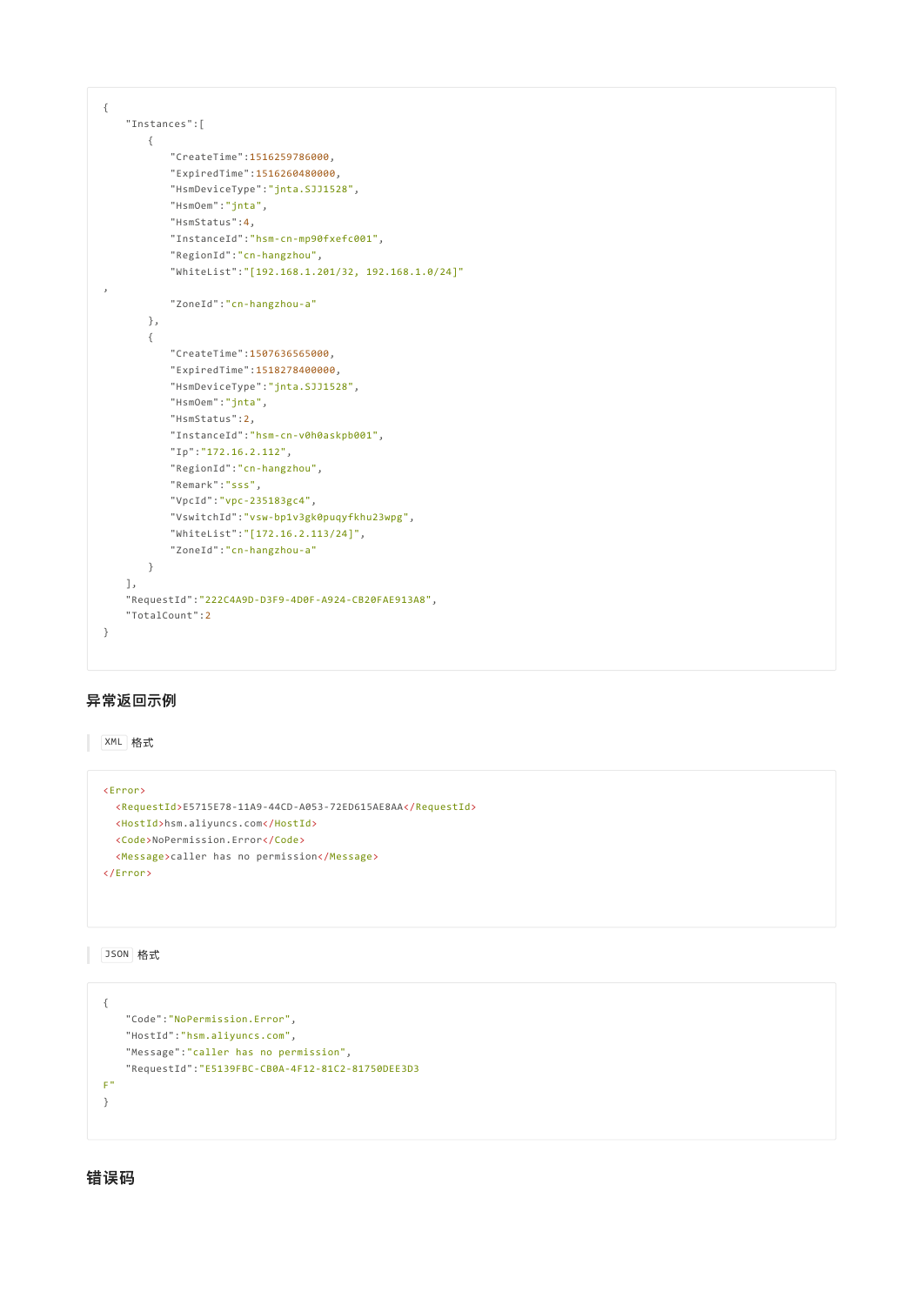```
{
    "Instances":[
        {
            "CreateTime":1516259786000,
            "ExpiredTime":1516260480000,
            "HsmDeviceType":"jnta.SJJ1528",
            "HsmOem":"jnta",
            "HsmStatus":4,
            "InstanceId":"hsm-cn-mp90fxefc001",
            "RegionId":"cn-hangzhou",
            "WhiteList":"[192.168.1.201/32, 192.168.1.0/24]"
,
            "ZoneId":"cn-hangzhou-a"
        },
        {
            "CreateTime":1507636565000,
            "ExpiredTime":1518278400000,
            "HsmDeviceType":"jnta.SJJ1528",
            "HsmOem":"jnta",
            "HsmStatus":2,
            "InstanceId":"hsm-cn-v0h0askpb001",
            "Ip":"172.16.2.112",
            "RegionId":"cn-hangzhou",
            "Remark":"sss",
            "VpcId":"vpc-235183gc4",
            "VswitchId":"vsw-bp1v3gk0puqyfkhu23wpg",
            "WhiteList":"[172.16.2.113/24]",
            "ZoneId":"cn-hangzhou-a"
        }
    ],
    "RequestId":"222C4A9D-D3F9-4D0F-A924-CB20FAE913A8",
    "TotalCount":2
}
```

## 异常返回示例

`XML` 格式

```
<Error>
  <RequestId>E5715E78-11A9-44CD-A053-72ED615AE8AA</RequestId>
  <HostId>hsm.aliyuncs.com</HostId>
  <Code>NoPermission.Error</Code>
  <Message>caller has no permission</Message>
</Error>
```

`JSON` 格式

```
{
    "Code":"NoPermission.Error",
    "HostId":"hsm.aliyuncs.com",
    "Message":"caller has no permission",
    "RequestId":"E5139FBC-CB0A-4F12-81C2-81750DEE3D3
F"
}
```

## 错误码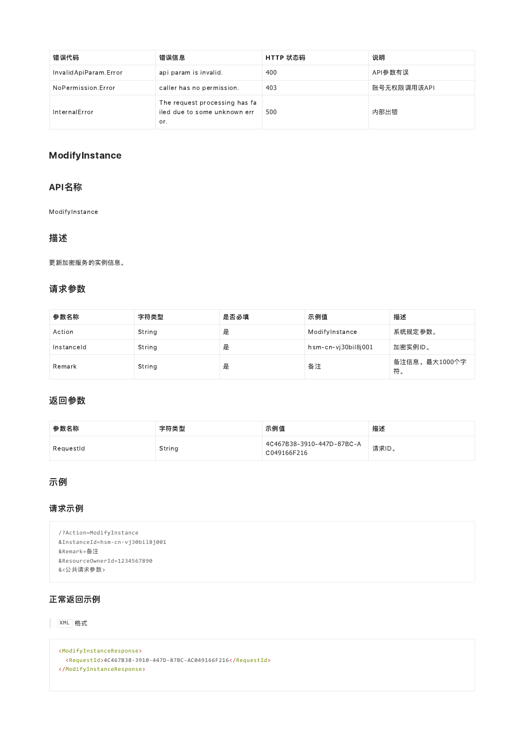| 错误代码 | 错误信息 | HTTP 状态码 | 说明 |
| --- | --- | --- | --- |
| InvalidApiParam.Error | api param is invalid. | 400 | API参数有误 |
| NoPermission.Error | caller has no permission. | 403 | 账号无权限调用该API |
| InternalError | The request processing has failed due to some unknown error. | 500 | 内部出错 |

## ModifyInstance

### API名称

ModifyInstance

### 描述

更新加密服务的实例信息。

### 请求参数

| 参数名称 | 字符类型 | 是否必填 | 示例值 | 描述 |
| --- | --- | --- | --- | --- |
| Action | String | 是 | ModifyInstance | 系统规定参数。 |
| InstanceId | String | 是 | hsm-cn-vj30bil8j001 | 加密实例ID。 |
| Remark | String | 是 | 备注 | 备注信息。最大1000个字符。 |

### 返回参数

| 参数名称 | 字符类型 | 示例值 | 描述 |
| --- | --- | --- | --- |
| RequestId | String | 4C467B38-3910-447D-87BC-AC049166F216 | 请求ID。 |

### 示例

### 请求示例

```
/?Action=ModifyInstance
&InstanceId=hsm-cn-vj30bil8j001
&Remark=备注
&ResourceOwnerId=1234567890
&<公共请求参数>
```

### 正常返回示例

`XML` 格式

```
<ModifyInstanceResponse>
  <RequestId>4C467B38-3910-447D-87BC-AC049166F216</RequestId>
</ModifyInstanceResponse>
```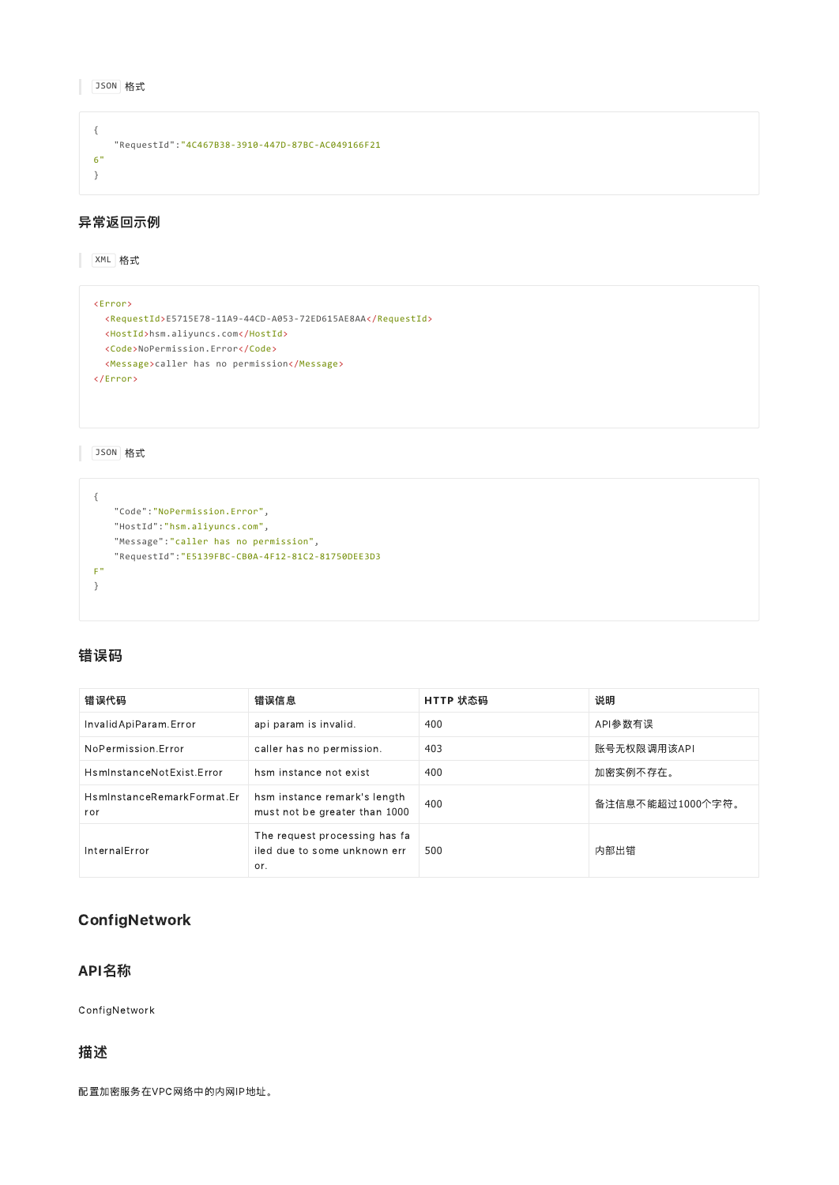JSON 格式

```
{
    "RequestId":"4C467B38-3910-447D-87BC-AC049166F21
6"
}
```

## 异常返回示例

XML 格式

```
<Error>
  <RequestId>E5715E78-11A9-44CD-A053-72ED615AE8AA</RequestId>
  <HostId>hsm.aliyuncs.com</HostId>
  <Code>NoPermission.Error</Code>
  <Message>caller has no permission</Message>
</Error>
```

JSON 格式

```
{
    "Code":"NoPermission.Error",
    "HostId":"hsm.aliyuncs.com",
    "Message":"caller has no permission",
    "RequestId":"E5139FBC-CB0A-4F12-81C2-81750DEE3D3
F"
}
```

## 错误码

| 错误代码 | 错误信息 | HTTP 状态码 | 说明 |
| --- | --- | --- | --- |
| InvalidApiParam.Error | api param is invalid. | 400 | API参数有误 |
| NoPermission.Error | caller has no permission. | 403 | 账号无权限调用该API |
| HsmInstanceNotExist.Error | hsm instance not exist | 400 | 加密实例不存在。 |
| HsmInstanceRemarkFormat.Error | hsm instance remark's length must not be greater than 1000 | 400 | 备注信息不能超过1000个字符。 |
| InternalError | The request processing has failed due to some unknown error. | 500 | 内部出错 |

## ConfigNetwork

## API名称

ConfigNetwork

## 描述

配置加密服务在VPC网络中的内网IP地址。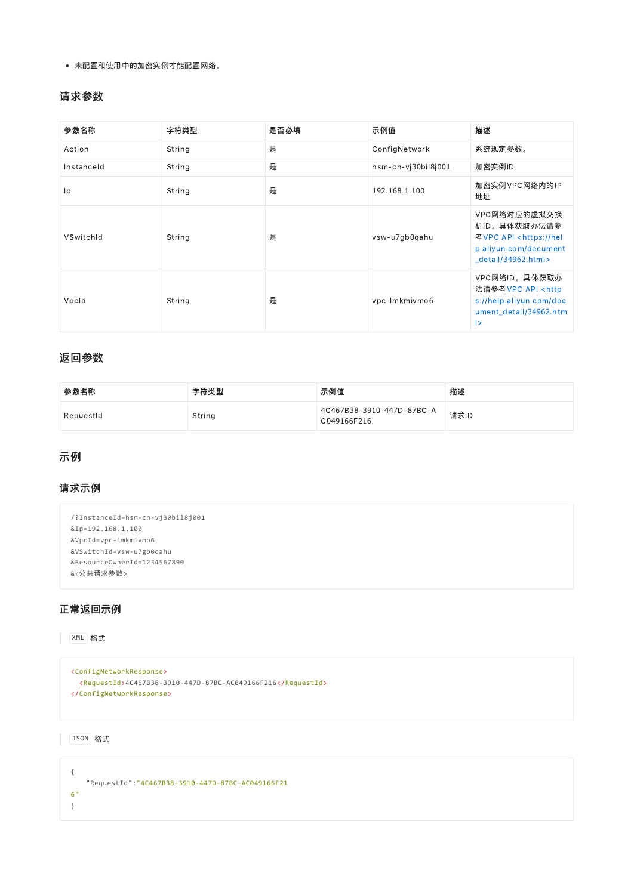- 未配置和使用中的加密实例才能配置网络。

## 请求参数

| 参数名称 | 字符类型 | 是否必填 | 示例值 | 描述 |
|---|---|---|---|---|
| Action | String | 是 | ConfigNetwork | 系统规定参数。 |
| InstanceId | String | 是 | hsm-cn-vj30bil8j001 | 加密实例ID |
| Ip | String | 是 | 192.168.1.100 | 加密实例VPC网络内的IP地址 |
| VSwitchId | String | 是 | vsw-u7gb0qahu | VPC网络对应的虚拟交换机ID。具体获取办法请参考VPC API <https://help.aliyun.com/document_detail/34962.html> |
| VpcId | String | 是 | vpc-lmkmivmo6 | VPC网络ID。具体获取办法请参考VPC API <https://help.aliyun.com/document_detail/34962.html> |

## 返回参数

| 参数名称 | 字符类型 | 示例值 | 描述 |
|---|---|---|---|
| RequestId | String | 4C467B38-3910-447D-87BC-AC049166F216 | 请求ID |

## 示例

### 请求示例

```
/?InstanceId=hsm-cn-vj30bil8j001
&Ip=192.168.1.100
&VpcId=vpc-lmkmivmo6
&VSwitchId=vsw-u7gb0qahu
&ResourceOwnerId=1234567890
&<公共请求参数>
```

### 正常返回示例

`XML` 格式

```
<ConfigNetworkResponse>
  <RequestId>4C467B38-3910-447D-87BC-AC049166F216</RequestId>
</ConfigNetworkResponse>
```

`JSON` 格式

```
{
    "RequestId":"4C467B38-3910-447D-87BC-AC049166F216"
}
```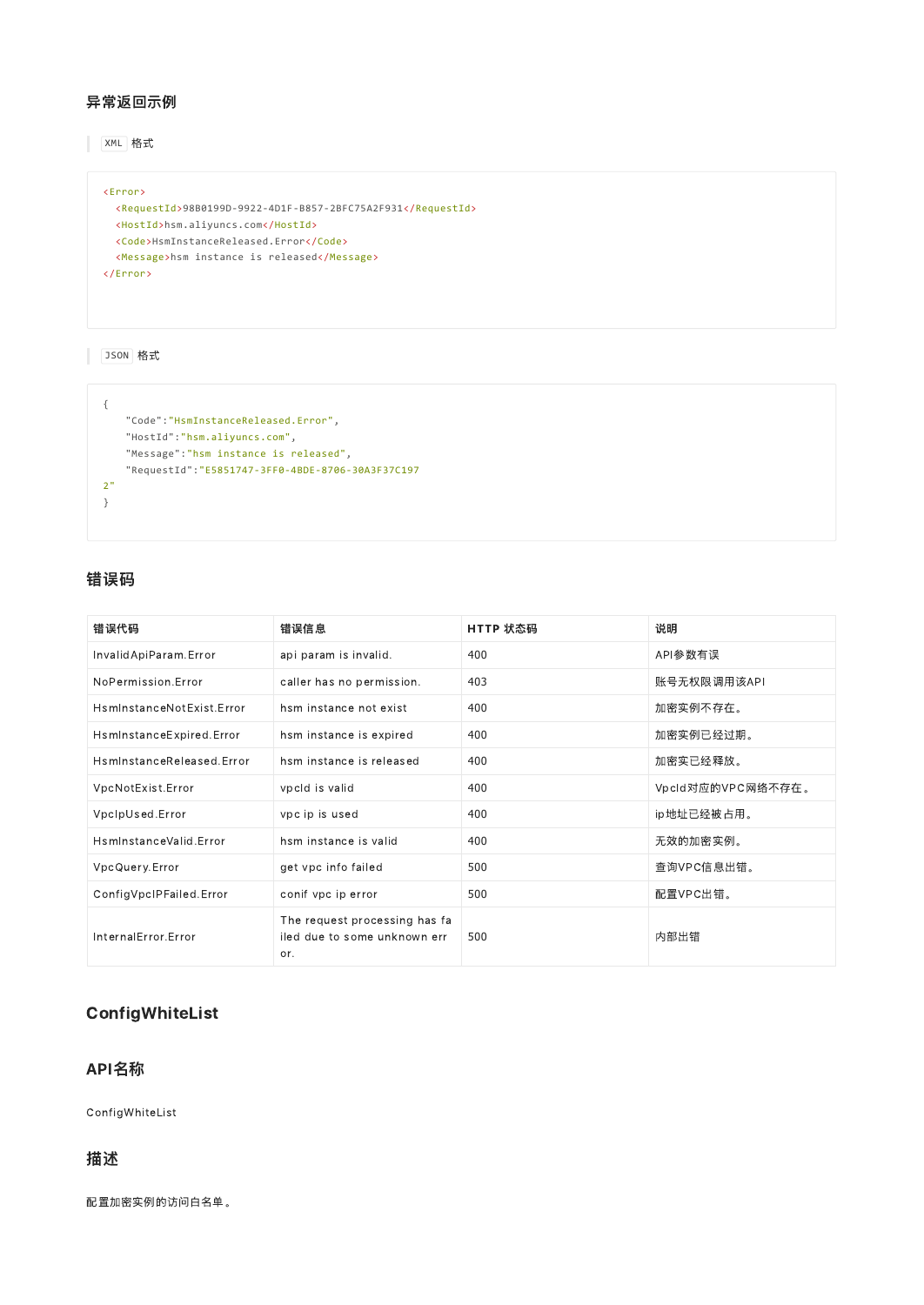## 异常返回示例

`XML` 格式

```
<Error>
  <RequestId>98B0199D-9922-4D1F-B857-2BFC75A2F931</RequestId>
  <HostId>hsm.aliyuncs.com</HostId>
  <Code>HsmInstanceReleased.Error</Code>
  <Message>hsm instance is released</Message>
</Error>
```

`JSON` 格式

```
{
    "Code":"HsmInstanceReleased.Error",
    "HostId":"hsm.aliyuncs.com",
    "Message":"hsm instance is released",
    "RequestId":"E5851747-3FF0-4BDE-8706-30A3F37C197
2"
}
```

## 错误码

| 错误代码 | 错误信息 | HTTP 状态码 | 说明 |
| --- | --- | --- | --- |
| InvalidApiParam.Error | api param is invalid. | 400 | API参数有误 |
| NoPermission.Error | caller has no permission. | 403 | 账号无权限调用该API |
| HsmInstanceNotExist.Error | hsm instance not exist | 400 | 加密实例不存在。 |
| HsmInstanceExpired.Error | hsm instance is expired | 400 | 加密实例已经过期。 |
| HsmInstanceReleased.Error | hsm instance is released | 400 | 加密实已经释放。 |
| VpcNotExist.Error | vpcId is valid | 400 | VpcId对应的VPC网络不存在。 |
| VpcIpUsed.Error | vpc ip is used | 400 | ip地址已经被占用。 |
| HsmInstanceValid.Error | hsm instance is valid | 400 | 无效的加密实例。 |
| VpcQuery.Error | get vpc info failed | 500 | 查询VPC信息出错。 |
| ConfigVpcIPFailed.Error | conif vpc ip error | 500 | 配置VPC出错。 |
| InternalError.Error | The request processing has failed due to some unknown error. | 500 | 内部出错 |

## ConfigWhiteList

## API名称

ConfigWhiteList

## 描述

配置加密实例的访问白名单。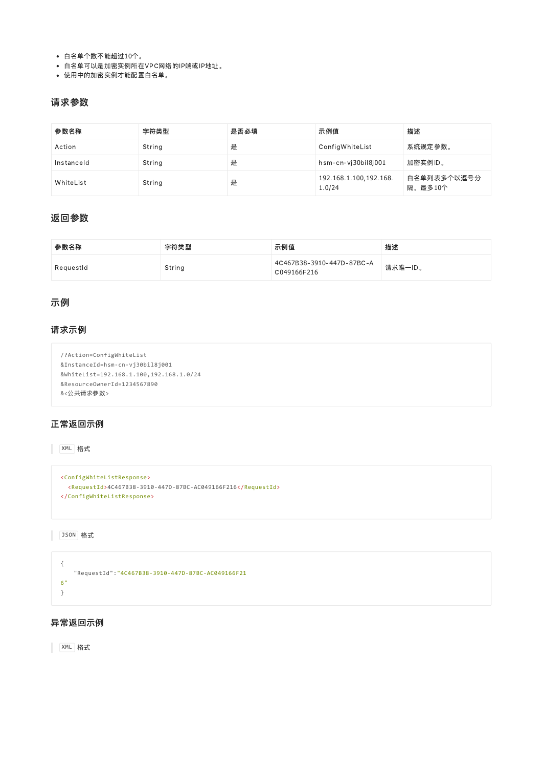- 白名单个数不能超过10个。
- 白名单可以是加密实例所在VPC网络的IP端或IP地址。
- 使用中的加密实例才能配置白名单。

## 请求参数

| 参数名称 | 字符类型 | 是否必填 | 示例值 | 描述 |
| --- | --- | --- | --- | --- |
| Action | String | 是 | ConfigWhiteList | 系统规定参数。 |
| InstanceId | String | 是 | hsm-cn-vj30bil8j001 | 加密实例ID。 |
| WhiteList | String | 是 | 192.168.1.100,192.168.1.0/24 | 白名单列表多个以逗号分隔。最多10个 |

## 返回参数

| 参数名称 | 字符类型 | 示例值 | 描述 |
| --- | --- | --- | --- |
| RequestId | String | 4C467B38-3910-447D-87BC-AC049166F216 | 请求唯一ID。 |

## 示例

## 请求示例

```
/?Action=ConfigWhiteList
&InstanceId=hsm-cn-vj30bil8j001
&WhiteList=192.168.1.100,192.168.1.0/24
&ResourceOwnerId=1234567890
&<公共请求参数>
```

## 正常返回示例

`XML` 格式

```
<ConfigWhiteListResponse>
  <RequestId>4C467B38-3910-447D-87BC-AC049166F216</RequestId>
</ConfigWhiteListResponse>
```

`JSON` 格式

```
{
    "RequestId":"4C467B38-3910-447D-87BC-AC049166F216"
}
```

## 异常返回示例

`XML` 格式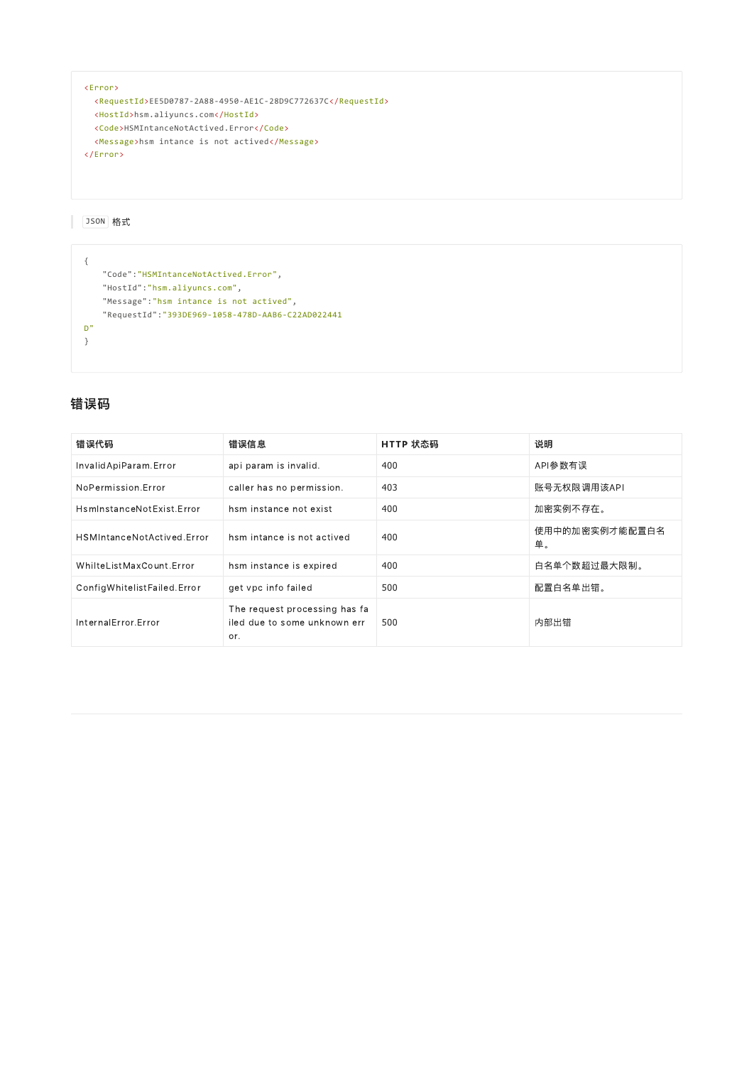```xml
<Error>
  <RequestId>EE5D0787-2A88-4950-AE1C-28D9C772637C</RequestId>
  <HostId>hsm.aliyuncs.com</HostId>
  <Code>HSMIntanceNotActived.Error</Code>
  <Message>hsm intance is not actived</Message>
</Error>
```

`JSON` 格式

```json
{
    "Code":"HSMIntanceNotActived.Error",
    "HostId":"hsm.aliyuncs.com",
    "Message":"hsm intance is not actived",
    "RequestId":"393DE969-1058-478D-AAB6-C22AD022441
D"
}
```

## 错误码

| 错误代码 | 错误信息 | HTTP 状态码 | 说明 |
| --- | --- | --- | --- |
| InvalidApiParam.Error | api param is invalid. | 400 | API参数有误 |
| NoPermission.Error | caller has no permission. | 403 | 账号无权限调用该API |
| HsmInstanceNotExist.Error | hsm instance not exist | 400 | 加密实例不存在。 |
| HSMIntanceNotActived.Error | hsm intance is not actived | 400 | 使用中的加密实例才能配置白名单。 |
| WhilteListMaxCount.Error | hsm instance is expired | 400 | 白名单个数超过最大限制。 |
| ConfigWhitelistFailed.Error | get vpc info failed | 500 | 配置白名单出错。 |
| InternalError.Error | The request processing has failed due to some unknown error. | 500 | 内部出错 |